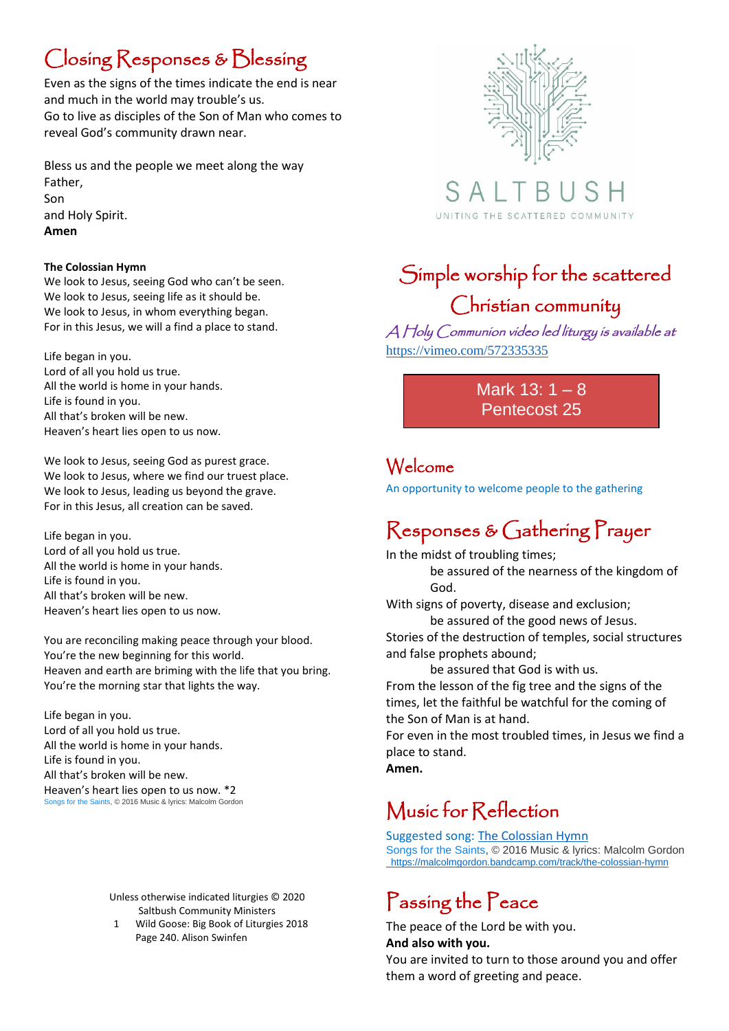## Closing Responses & Blessing

Even as the signs of the times indicate the end is near and much in the world may trouble's us.
Go to live as disciples of the Son of Man who comes to reveal God's community drawn near.

Bless us and the people we meet along the way
Father,
Son
and Holy Spirit.
**Amen**

**The Colossian Hymn**

We look to Jesus, seeing God who can't be seen.
We look to Jesus, seeing life as it should be.
We look to Jesus, in whom everything began.
For in this Jesus, we will a find a place to stand.

Life began in you.
Lord of all you hold us true.
All the world is home in your hands.
Life is found in you.
All that's broken will be new.
Heaven's heart lies open to us now.

We look to Jesus, seeing God as purest grace.
We look to Jesus, where we find our truest place.
We look to Jesus, leading us beyond the grave.
For in this Jesus, all creation can be saved.

Life began in you.
Lord of all you hold us true.
All the world is home in your hands.
Life is found in you.
All that's broken will be new.
Heaven's heart lies open to us now.

You are reconciling making peace through your blood.
You're the new beginning for this world.
Heaven and earth are briming with the life that you bring.
You're the morning star that lights the way.

Life began in you.
Lord of all you hold us true.
All the world is home in your hands.
Life is found in you.
All that's broken will be new.
Heaven's heart lies open to us now. *2

Songs for the Saints, © 2016 Music & lyrics: Malcolm Gordon

Unless otherwise indicated liturgies © 2020 Saltbush Community Ministers

1 Wild Goose: Big Book of Liturgies 2018 Page 240. Alison Swinfen

SALTBUSH
UNITING THE SCATTERED COMMUNITY

# Simple worship for the scattered Christian community

*A Holy Communion video led liturgy is available at* https://vimeo.com/572335335

**Mark 13: 1 – 8**
**Pentecost 25**

## Welcome

An opportunity to welcome people to the gathering

## Responses & Gathering Prayer

In the midst of troubling times;
    be assured of the nearness of the kingdom of God.
With signs of poverty, disease and exclusion;
    be assured of the good news of Jesus.
Stories of the destruction of temples, social structures and false prophets abound;
    be assured that God is with us.
From the lesson of the fig tree and the signs of the times, let the faithful be watchful for the coming of the Son of Man is at hand.
For even in the most troubled times, in Jesus we find a place to stand.
**Amen.**

## Music for Reflection

Suggested song: The Colossian Hymn
Songs for the Saints, © 2016 Music & lyrics: Malcolm Gordon
https://malcolmgordon.bandcamp.com/track/the-colossian-hymn

## Passing the Peace

The peace of the Lord be with you.
**And also with you.**
You are invited to turn to those around you and offer them a word of greeting and peace.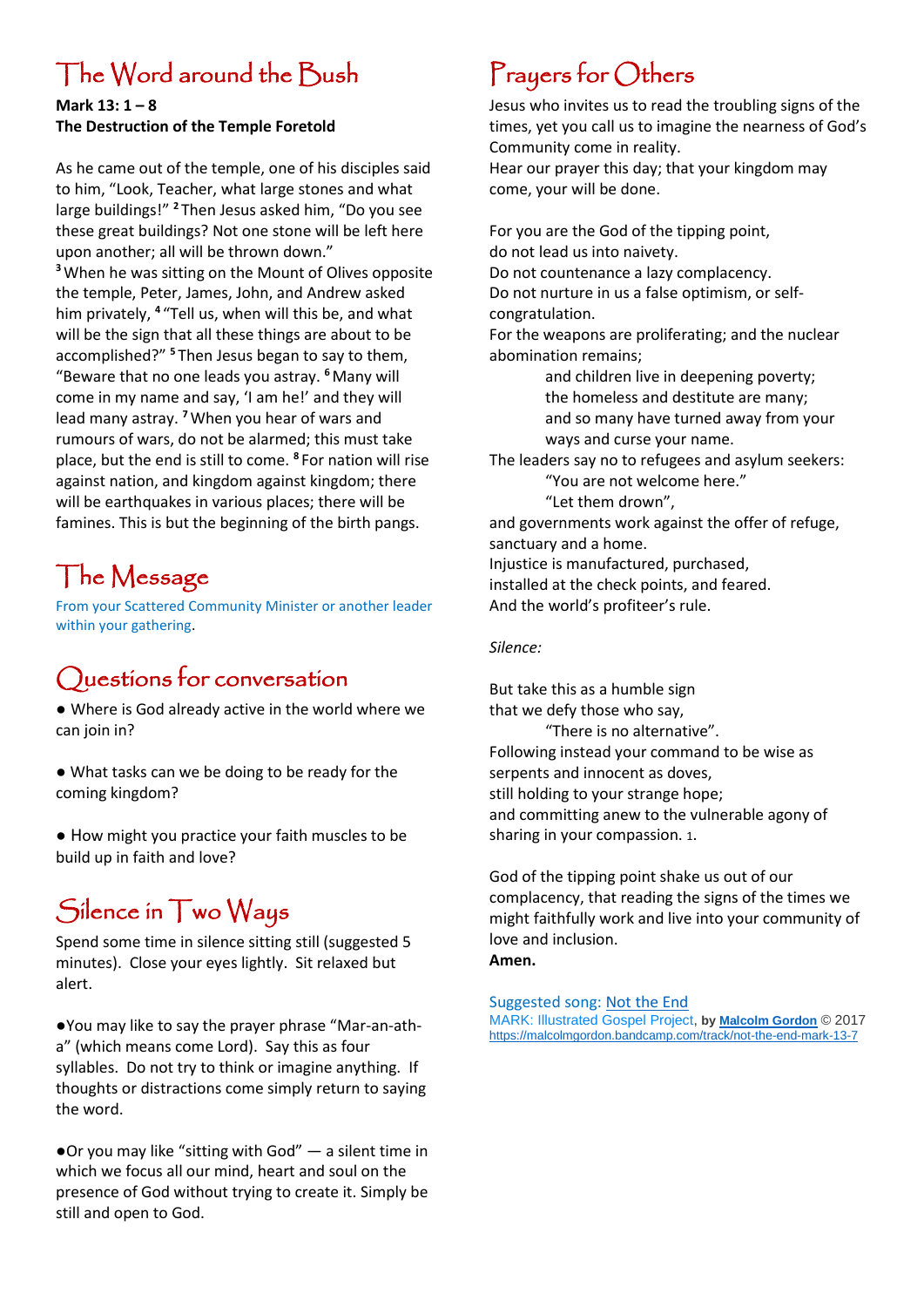# The Word around the Bush

**Mark 13: 1 – 8**
**The Destruction of the Temple Foretold**

As he came out of the temple, one of his disciples said to him, "Look, Teacher, what large stones and what large buildings!" [2] Then Jesus asked him, "Do you see these great buildings? Not one stone will be left here upon another; all will be thrown down." [3] When he was sitting on the Mount of Olives opposite the temple, Peter, James, John, and Andrew asked him privately, [4] "Tell us, when will this be, and what will be the sign that all these things are about to be accomplished?" [5] Then Jesus began to say to them, "Beware that no one leads you astray. [6] Many will come in my name and say, 'I am he!' and they will lead many astray. [7] When you hear of wars and rumours of wars, do not be alarmed; this must take place, but the end is still to come. [8] For nation will rise against nation, and kingdom against kingdom; there will be earthquakes in various places; there will be famines. This is but the beginning of the birth pangs.

# The Message

From your Scattered Community Minister or another leader within your gathering.

# Questions for conversation

● Where is God already active in the world where we can join in?

● What tasks can we be doing to be ready for the coming kingdom?

● How might you practice your faith muscles to be build up in faith and love?

# Silence in Two Ways

Spend some time in silence sitting still (suggested 5 minutes). Close your eyes lightly. Sit relaxed but alert.

●You may like to say the prayer phrase "Mar-an-ath-a" (which means come Lord). Say this as four syllables. Do not try to think or imagine anything. If thoughts or distractions come simply return to saying the word.

●Or you may like "sitting with God" — a silent time in which we focus all our mind, heart and soul on the presence of God without trying to create it. Simply be still and open to God.

# Prayers for Others

Jesus who invites us to read the troubling signs of the times, yet you call us to imagine the nearness of God's Community come in reality.
Hear our prayer this day; that your kingdom may come, your will be done.

For you are the God of the tipping point,
do not lead us into naivety.
Do not countenance a lazy complacency.
Do not nurture in us a false optimism, or self-congratulation.
For the weapons are proliferating; and the nuclear abomination remains;
    and children live in deepening poverty;
    the homeless and destitute are many;
    and so many have turned away from your ways and curse your name.
The leaders say no to refugees and asylum seekers:
    "You are not welcome here."
    "Let them drown",
and governments work against the offer of refuge, sanctuary and a home.
Injustice is manufactured, purchased,
installed at the check points, and feared.
And the world's profiteer's rule.

*Silence:*

But take this as a humble sign
that we defy those who say,
    "There is no alternative".
Following instead your command to be wise as serpents and innocent as doves,
still holding to your strange hope;
and committing anew to the vulnerable agony of sharing in your compassion. 1.

God of the tipping point shake us out of our complacency, that reading the signs of the times we might faithfully work and live into your community of love and inclusion.
**Amen.**

Suggested song: Not the End
MARK: Illustrated Gospel Project, **by Malcolm Gordon** © 2017
https://malcolmgordon.bandcamp.com/track/not-the-end-mark-13-7